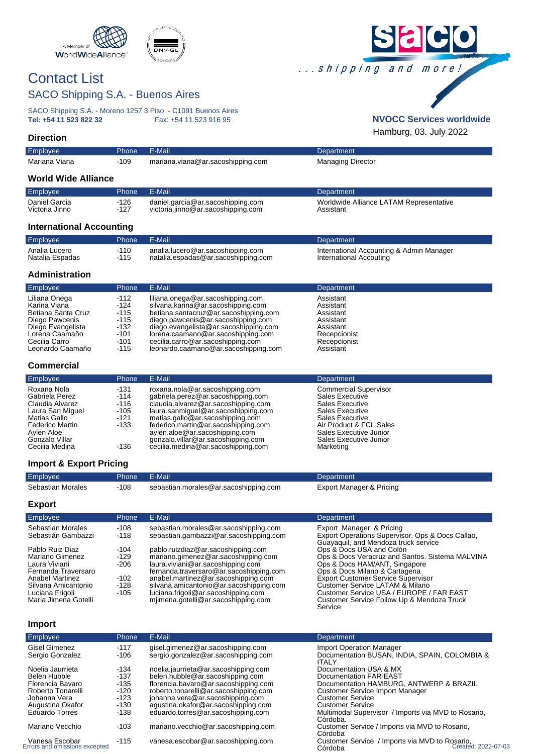A Member of WorldWideAlliance®

# Contact List

## SACO Shipping S.A. - Buenos Aires

SACO Shipping S.A. - Moreno 1257 3 Piso - C1091 Buenos Aires
**Tel: +54 11 523 822 32** Fax: +54 11 523 916 95

*...shipping and more!*

**NVOCC Services worldwide**

Hamburg, 03. July 2022

### Direction

| Employee | Phone | E-Mail | Department |
|---|---|---|---|
| Mariana Viana | -109 | mariana.viana@ar.sacoshipping.com | Managing Director |

### World Wide Alliance

| Employee | Phone | E-Mail | Department |
|---|---|---|---|
| Daniel Garcia | -126 | daniel.garcia@ar.sacoshipping.com | Worldwide Alliance LATAM Representative |
| Victoria Jinno | -127 | victoria.jinno@ar.sacoshipping.com | Assistant |

### International Accounting

| Employee | Phone | E-Mail | Department |
|---|---|---|---|
| Analia Lucero | -110 | analia.lucero@ar.sacoshipping.com | International Accounting & Admin Manager |
| Natalia Espadas | -115 | natalia.espadas@ar.sacoshipping.com | International Accouting |

### Administration

| Employee | Phone | E-Mail | Department |
|---|---|---|---|
| Liliana Onega | -112 | liliana.onega@ar.sacoshipping.com | Assistant |
| Karina Viana | -124 | silvana.karina@ar.sacoshipping.com | Assistant |
| Betiana Santa Cruz | -115 | betiana.santacruz@ar.sacoshipping.com | Assistant |
| Diego Pawcenis | -115 | diego.pawcenis@ar.sacoshipping.com | Assistant |
| Diego Evangelista | -132 | diego.evangelista@ar.sacoshipping.com | Assistant |
| Lorena Caamaño | -101 | lorena.caamano@ar.sacoshipping.com | Recepcionist |
| Cecilia Carro | -101 | cecilia.carro@ar.sacoshipping.com | Recepcionist |
| Leonardo Caamaño | -115 | leonardo.caamano@ar.sacoshipping.com | Assistant |

### Commercial

| Employee | Phone | E-Mail | Department |
|---|---|---|---|
| Roxana Nola | -131 | roxana.nola@ar.sacoshipping.com | Commercial Supervisor |
| Gabriela Perez | -114 | gabriela.perez@ar.sacoshipping.com | Sales Executive |
| Claudia Alvarez | -116 | claudia.alvarez@ar.sacoshipping.com | Sales Executive |
| Laura San Miguel | -105 | laura.sanmiguel@ar.sacoshipping.com | Sales Executive |
| Matias Gallo | -121 | matias.gallo@ar.sacoshipping.com | Sales Executive |
| Federico Martin | -133 | federico.martin@ar.sacoshipping.com | Air Product & FCL Sales |
| Aylen Aloe | | aylen.aloe@ar.sacoshipping.com | Sales Executive Junior |
| Gonzalo Villar | | gonzalo.villar@ar.sacoshipping.com | Sales Executive Junior |
| Cecilia Medina | -136 | cecilia.medina@ar.sacoshipping.com | Marketing |

### Import & Export Pricing

| Employee | Phone | E-Mail | Department |
|---|---|---|---|
| Sebastian Morales | -108 | sebastian.morales@ar.sacoshipping.com | Export Manager & Pricing |

### Export

| Employee | Phone | E-Mail | Department |
|---|---|---|---|
| Sebastian Morales | -108 | sebastian.morales@ar.sacoshipping.com | Export Manager & Pricing |
| Sebastián Gambazzi | -118 | sebastian.gambazzi@ar.sacoshipping.com | Export Operations Supervisor. Ops & Docs Callao, Guayaquil, and Mendoza truck service |
| Pablo Ruiz Diaz | -104 | pablo.ruizdiaz@ar.sacoshipping.com | Ops & Docs USA and Colón |
| Mariano Gimenez | -129 | mariano.gimenez@ar.sacoshipping.com | Ops & Docs Veracruz and Santos. Sistema MALVINA |
| Laura Viviani | -206 | laura.viviani@ar.sacoshipping.com | Ops & Docs HAM/ANT, Singapore |
| Fernanda Traversaro | | fernanda.traversaro@ar.sacoshipping.com | Ops & Docs Milano & Cartagena |
| Anabel Martinez | -102 | anabel.martinez@ar.sacoshipping.com | Export Customer Service Supervisor |
| Silvana Amicantonio | -128 | silvana.amicantonio@ar.sacoshipping.com | Customer Service LATAM & Milano |
| Luciana Frigoli | -105 | luciana.frigoli@ar.sacoshipping.com | Customer Service USA / EUROPE / FAR EAST |
| Maria Jimena Gotelli | | mjimena.gotelli@ar.sacoshipping.com | Customer Service Follow Up & Mendoza Truck Service |

### Import

| Employee | Phone | E-Mail | Department |
|---|---|---|---|
| Gisel Gimenez | -117 | gisel.gimenez@ar.sacoshipping.com | Import Operation Manager |
| Sergio Gonzalez | -106 | sergio.gonzalez@ar.sacoshipping.com | Documentation BUSAN, INDIA, SPAIN, COLOMBIA & ITALY |
| Noelia Jaurrieta | -134 | noelia.jaurrieta@ar.sacoshipping.com | Documentation USA & MX |
| Belen Hubble | -137 | belen.hubble@ar.sacoshipping.com | Documentation FAR EAST |
| Florencia Bavaro | -135 | florencia.bavaro@ar.sacoshipping.com | Documentation HAMBURG, ANTWERP & BRAZIL |
| Roberto Tonarelli | -120 | roberto.tonarelli@ar.sacoshipping.com | Customer Service Import Manager |
| Johanna Vera | -123 | johanna.vera@ar.sacoshipping.com | Customer Service |
| Augustina Okafor | -130 | agustina.okafor@ar.sacoshipping.com | Customer Service |
| Eduardo Torres | -138 | eduardo.torres@ar.sacoshipping.com | Multimodal Supervisor / Imports via MVD to Rosario, Córdoba. |
| Mariano Vecchio | -103 | mariano.vecchio@ar.sacoshipping.com | Customer Service / Imports via MVD to Rosario, Córdoba |
| Vanesa Escobar | -115 | vanesa.escobar@ar.sacoshipping.com | Customer Service / Imports via MVD to Rosario, Córdoba |

Errors and omissions excepted

Created: 2022-07-03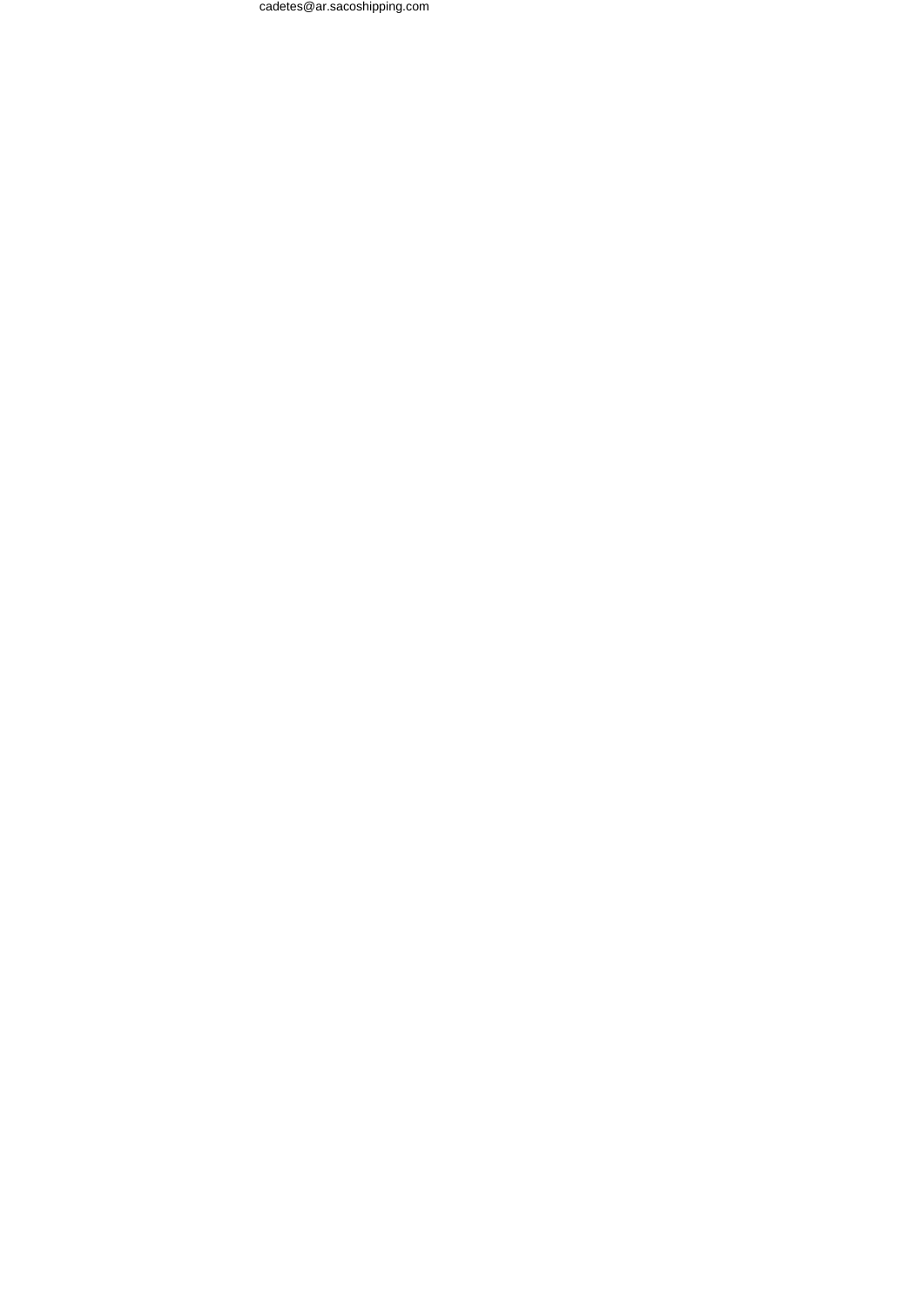cadetes@ar.sacoshipping.com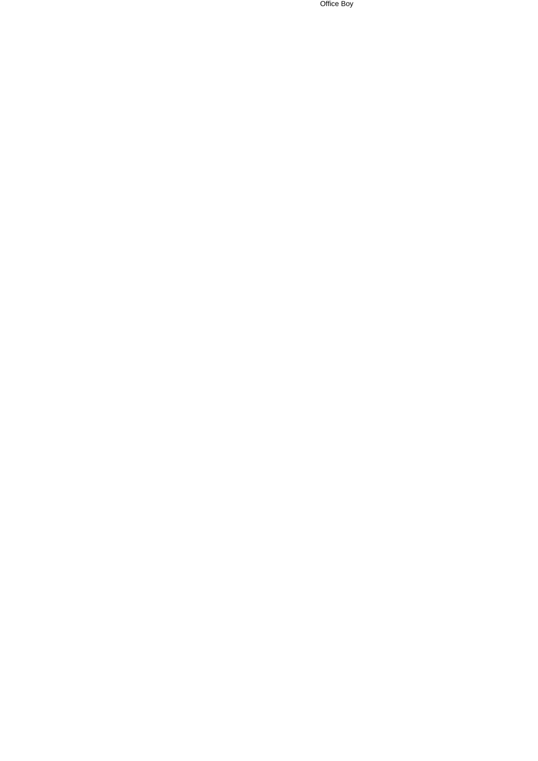Office Boy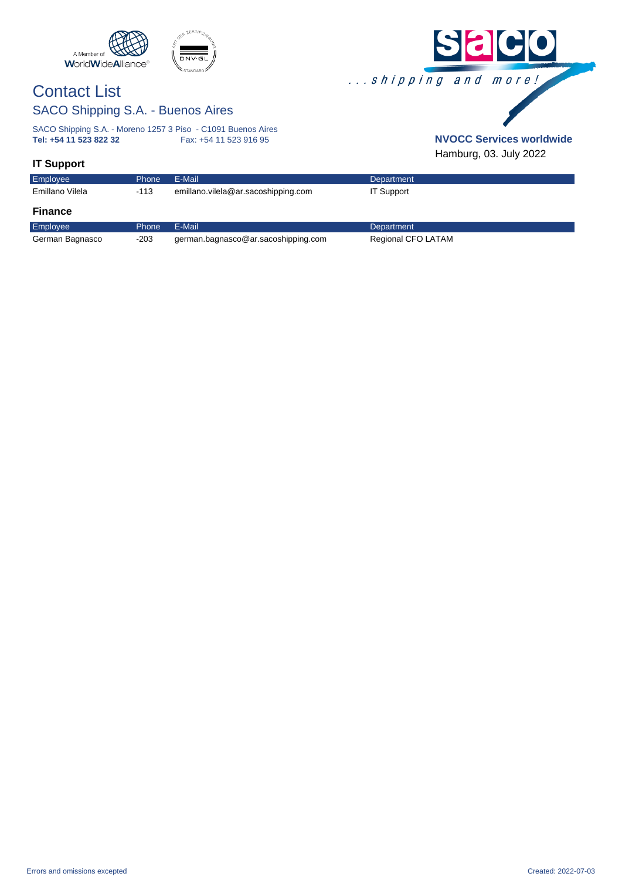A Member of WorldWideAlliance®

...shipping and more!

# Contact List

## SACO Shipping S.A. - Buenos Aires

SACO Shipping S.A. - Moreno 1257 3 Piso - C1091 Buenos Aires
**Tel: +54 11 523 822 32** Fax: +54 11 523 916 95

**NVOCC Services worldwide**
Hamburg, 03. July 2022

### IT Support

| Employee | Phone | E-Mail | Department |
|---|---|---|---|
| Emillano Vilela | -113 | emillano.vilela@ar.sacoshipping.com | IT Support |

### Finance

| Employee | Phone | E-Mail | Department |
|---|---|---|---|
| German Bagnasco | -203 | german.bagnasco@ar.sacoshipping.com | Regional CFO LATAM |

Errors and omissions excepted

Created: 2022-07-03